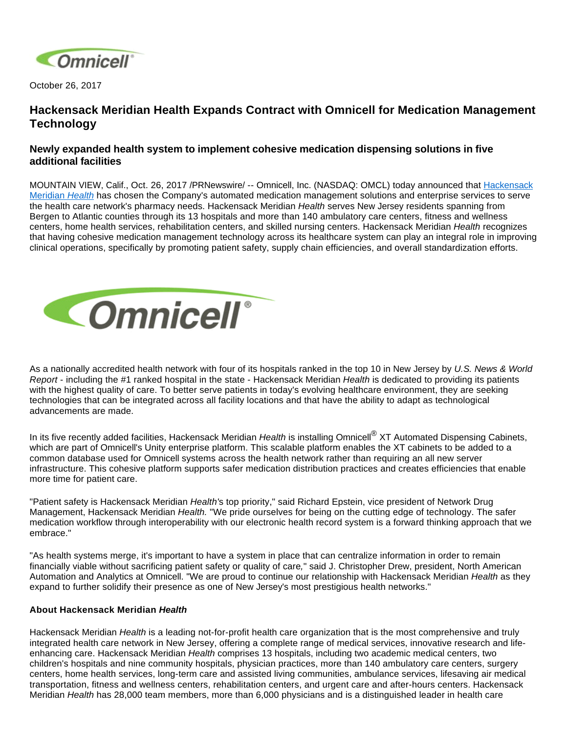October 26, 2017

# Hackensack Meridian Health Expands Contract with Omnicell for Medication Management Technology

## Newly expanded health system to implement cohesive medication dispensing solutions in five additional facilities

MOUNTAIN VIEW, Calif., Oct. 26, 2017 /PRNewswire/ -- Omnicell, Inc. (NASDAQ: OMCL) today announced that Hackensack Meridian *Health* has chosen the Company's automated medication management solutions and enterprise services to serve the health care network's pharmacy needs. Hackensack Meridian *Health* serves New Jersey residents spanning from Bergen to Atlantic counties through its 13 hospitals and more than 140 ambulatory care centers, fitness and wellness centers, home health services, rehabilitation centers, and skilled nursing centers. Hackensack Meridian *Health* recognizes that having cohesive medication management technology across its healthcare system can play an integral role in improving clinical operations, specifically by promoting patient safety, supply chain efficiencies, and overall standardization efforts.

As a nationally accredited health network with four of its hospitals ranked in the top 10 in New Jersey by *U.S. News & World Report* - including the #1 ranked hospital in the state - Hackensack Meridian *Health* is dedicated to providing its patients with the highest quality of care. To better serve patients in today's evolving healthcare environment, they are seeking technologies that can be integrated across all facility locations and that have the ability to adapt as technological advancements are made.

In its five recently added facilities, Hackensack Meridian *Health* is installing Omnicell® XT Automated Dispensing Cabinets, which are part of Omnicell's Unity enterprise platform. This scalable platform enables the XT cabinets to be added to a common database used for Omnicell systems across the health network rather than requiring an all new server infrastructure. This cohesive platform supports safer medication distribution practices and creates efficiencies that enable more time for patient care.

"Patient safety is Hackensack Meridian *Health's* top priority," said Richard Epstein, vice president of Network Drug Management, Hackensack Meridian *Health.* "We pride ourselves for being on the cutting edge of technology. The safer medication workflow through interoperability with our electronic health record system is a forward thinking approach that we embrace."

"As health systems merge, it's important to have a system in place that can centralize information in order to remain financially viable without sacrificing patient safety or quality of care," said J. Christopher Drew, president, North American Automation and Analytics at Omnicell. "We are proud to continue our relationship with Hackensack Meridian *Health* as they expand to further solidify their presence as one of New Jersey's most prestigious health networks."

### About Hackensack Meridian *Health*

Hackensack Meridian *Health* is a leading not-for-profit health care organization that is the most comprehensive and truly integrated health care network in New Jersey, offering a complete range of medical services, innovative research and life-enhancing care. Hackensack Meridian *Health* comprises 13 hospitals, including two academic medical centers, two children's hospitals and nine community hospitals, physician practices, more than 140 ambulatory care centers, surgery centers, home health services, long-term care and assisted living communities, ambulance services, lifesaving air medical transportation, fitness and wellness centers, rehabilitation centers, and urgent care and after-hours centers. Hackensack Meridian *Health* has 28,000 team members, more than 6,000 physicians and is a distinguished leader in health care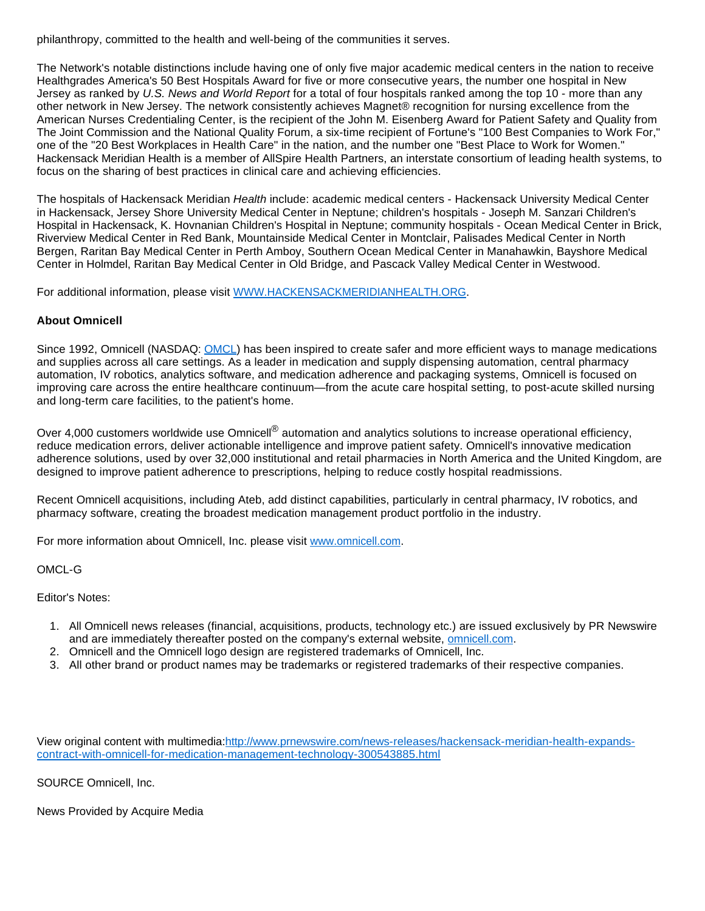philanthropy, committed to the health and well-being of the communities it serves.

The Network's notable distinctions include having one of only five major academic medical centers in the nation to receive Healthgrades America's 50 Best Hospitals Award for five or more consecutive years, the number one hospital in New Jersey as ranked by *U.S. News and World Report* for a total of four hospitals ranked among the top 10 - more than any other network in New Jersey. The network consistently achieves Magnet® recognition for nursing excellence from the American Nurses Credentialing Center, is the recipient of the John M. Eisenberg Award for Patient Safety and Quality from The Joint Commission and the National Quality Forum, a six-time recipient of Fortune's "100 Best Companies to Work For," one of the "20 Best Workplaces in Health Care" in the nation, and the number one "Best Place to Work for Women." Hackensack Meridian Health is a member of AllSpire Health Partners, an interstate consortium of leading health systems, to focus on the sharing of best practices in clinical care and achieving efficiencies.

The hospitals of Hackensack Meridian *Health* include: academic medical centers - Hackensack University Medical Center in Hackensack, Jersey Shore University Medical Center in Neptune; children's hospitals - Joseph M. Sanzari Children's Hospital in Hackensack, K. Hovnanian Children's Hospital in Neptune; community hospitals - Ocean Medical Center in Brick, Riverview Medical Center in Red Bank, Mountainside Medical Center in Montclair, Palisades Medical Center in North Bergen, Raritan Bay Medical Center in Perth Amboy, Southern Ocean Medical Center in Manahawkin, Bayshore Medical Center in Holmdel, Raritan Bay Medical Center in Old Bridge, and Pascack Valley Medical Center in Westwood.

For additional information, please visit [WWW.HACKENSACKMERIDIANHEALTH.ORG](WWW.HACKENSACKMERIDIANHEALTH.ORG).

**About Omnicell**

Since 1992, Omnicell (NASDAQ: OMCL) has been inspired to create safer and more efficient ways to manage medications and supplies across all care settings. As a leader in medication and supply dispensing automation, central pharmacy automation, IV robotics, analytics software, and medication adherence and packaging systems, Omnicell is focused on improving care across the entire healthcare continuum—from the acute care hospital setting, to post-acute skilled nursing and long-term care facilities, to the patient's home.

Over 4,000 customers worldwide use Omnicell® automation and analytics solutions to increase operational efficiency, reduce medication errors, deliver actionable intelligence and improve patient safety. Omnicell's innovative medication adherence solutions, used by over 32,000 institutional and retail pharmacies in North America and the United Kingdom, are designed to improve patient adherence to prescriptions, helping to reduce costly hospital readmissions.

Recent Omnicell acquisitions, including Ateb, add distinct capabilities, particularly in central pharmacy, IV robotics, and pharmacy software, creating the broadest medication management product portfolio in the industry.

For more information about Omnicell, Inc. please visit [www.omnicell.com](www.omnicell.com).

OMCL-G

Editor's Notes:

1. All Omnicell news releases (financial, acquisitions, products, technology etc.) are issued exclusively by PR Newswire and are immediately thereafter posted on the company's external website, omnicell.com.
2. Omnicell and the Omnicell logo design are registered trademarks of Omnicell, Inc.
3. All other brand or product names may be trademarks or registered trademarks of their respective companies.

View original content with multimedia:[http://www.prnewswire.com/news-releases/hackensack-meridian-health-expands-contract-with-omnicell-for-medication-management-technology-300543885.html](http://www.prnewswire.com/news-releases/hackensack-meridian-health-expands-contract-with-omnicell-for-medication-management-technology-300543885.html)

SOURCE Omnicell, Inc.

News Provided by Acquire Media